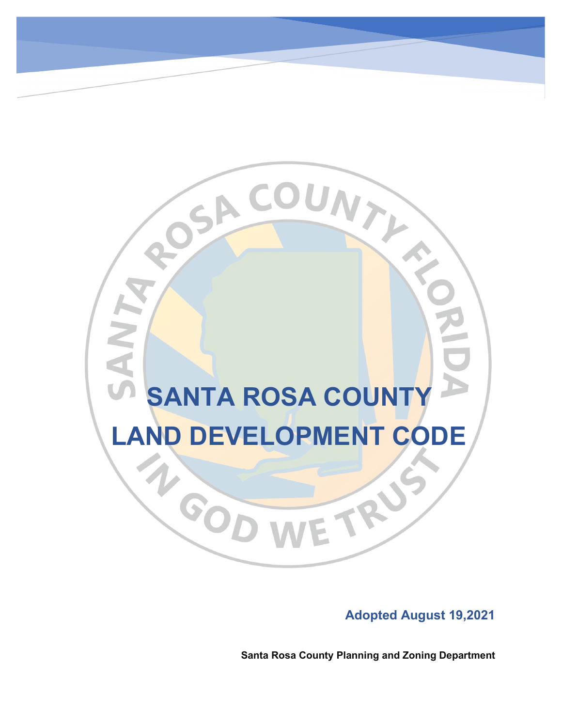# SANTA ROSA COUNTY LAND DEVELOPMENT CODE

**Adopted August 19,2021**

**Santa Rosa County Planning and Zoning Department**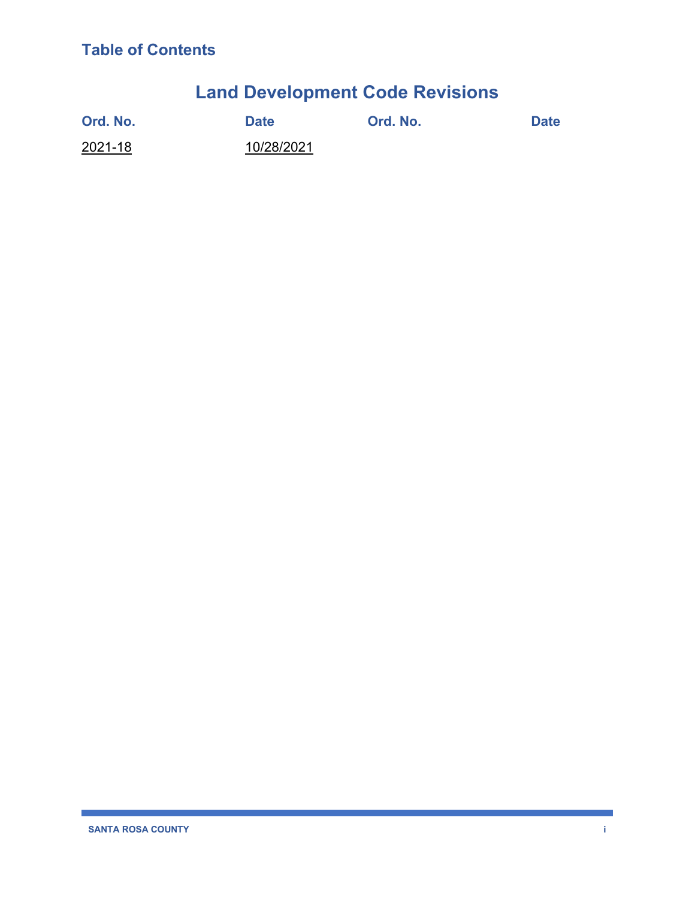**Table of Contents**

# Land Development Code Revisions

| Ord. No. | Date | Ord. No. | Date |
| --- | --- | --- | --- |
| 2021-18 | 10/28/2021 | | |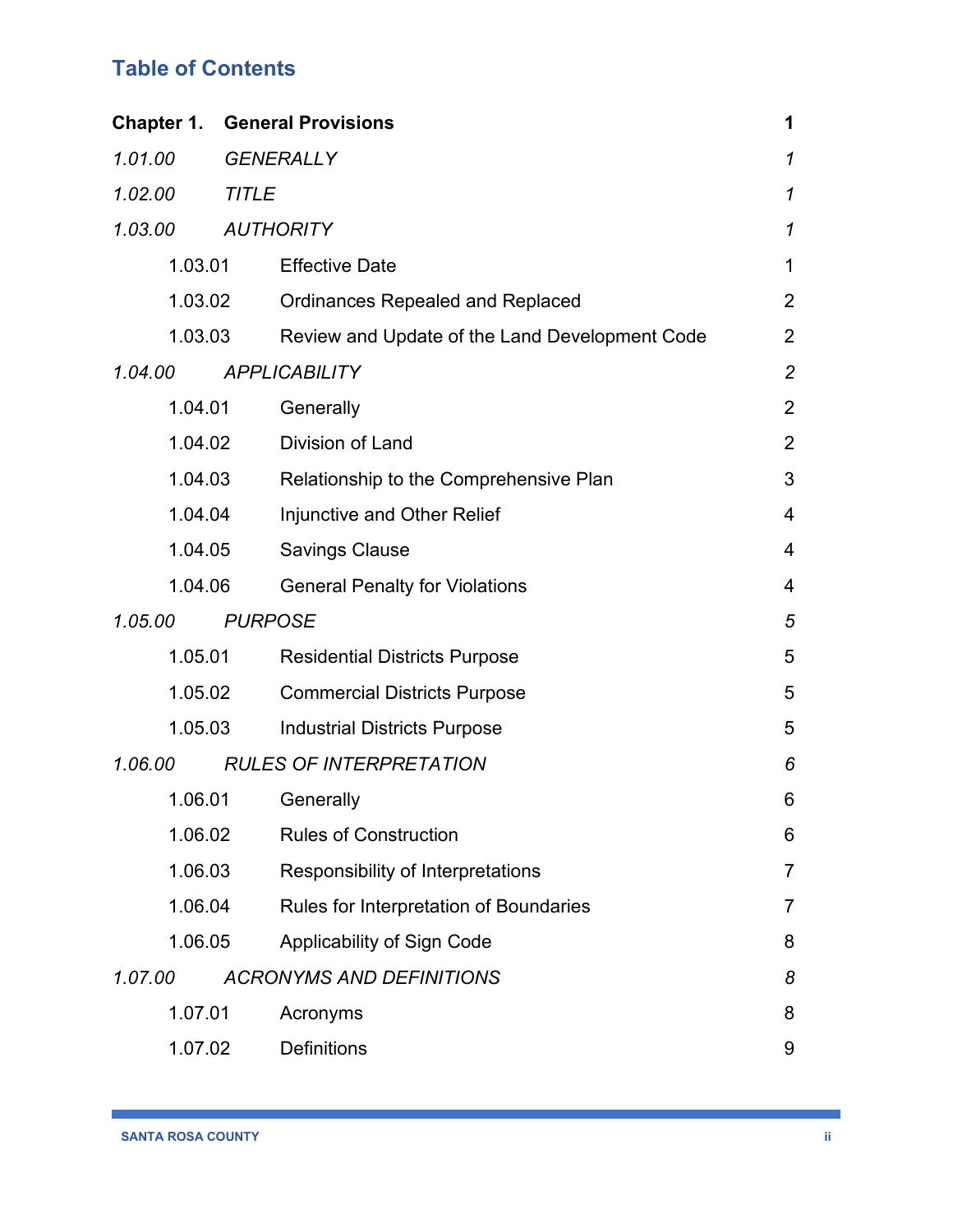## Table of Contents

| | | | |
|---|---|---|---|
| **Chapter 1.** | **General Provisions** | | **1** |
| *1.01.00* | *GENERALLY* | | *1* |
| *1.02.00* | *TITLE* | | *1* |
| *1.03.00* | *AUTHORITY* | | *1* |
| | 1.03.01 | Effective Date | 1 |
| | 1.03.02 | Ordinances Repealed and Replaced | 2 |
| | 1.03.03 | Review and Update of the Land Development Code | 2 |
| *1.04.00* | *APPLICABILITY* | | *2* |
| | 1.04.01 | Generally | 2 |
| | 1.04.02 | Division of Land | 2 |
| | 1.04.03 | Relationship to the Comprehensive Plan | 3 |
| | 1.04.04 | Injunctive and Other Relief | 4 |
| | 1.04.05 | Savings Clause | 4 |
| | 1.04.06 | General Penalty for Violations | 4 |
| *1.05.00* | *PURPOSE* | | *5* |
| | 1.05.01 | Residential Districts Purpose | 5 |
| | 1.05.02 | Commercial Districts Purpose | 5 |
| | 1.05.03 | Industrial Districts Purpose | 5 |
| *1.06.00* | *RULES OF INTERPRETATION* | | *6* |
| | 1.06.01 | Generally | 6 |
| | 1.06.02 | Rules of Construction | 6 |
| | 1.06.03 | Responsibility of Interpretations | 7 |
| | 1.06.04 | Rules for Interpretation of Boundaries | 7 |
| | 1.06.05 | Applicability of Sign Code | 8 |
| *1.07.00* | *ACRONYMS AND DEFINITIONS* | | *8* |
| | 1.07.01 | Acronyms | 8 |
| | 1.07.02 | Definitions | 9 |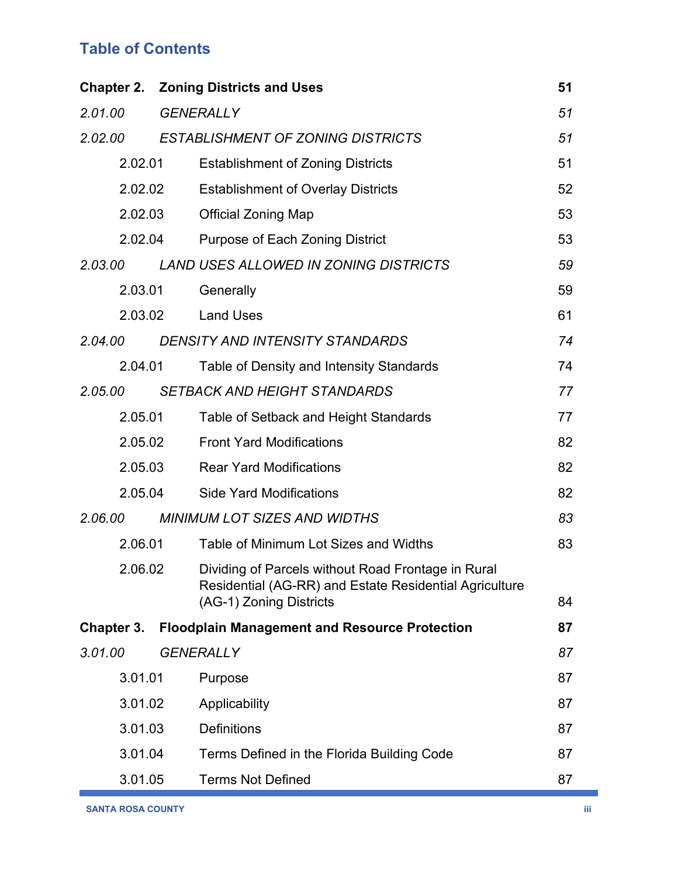## Table of Contents

| | | |
|---|---|---|
| **Chapter 2.** | **Zoning Districts and Uses** | **51** |
| *2.01.00* | *GENERALLY* | *51* |
| *2.02.00* | *ESTABLISHMENT OF ZONING DISTRICTS* | *51* |
| 2.02.01 | Establishment of Zoning Districts | 51 |
| 2.02.02 | Establishment of Overlay Districts | 52 |
| 2.02.03 | Official Zoning Map | 53 |
| 2.02.04 | Purpose of Each Zoning District | 53 |
| *2.03.00* | *LAND USES ALLOWED IN ZONING DISTRICTS* | *59* |
| 2.03.01 | Generally | 59 |
| 2.03.02 | Land Uses | 61 |
| *2.04.00* | *DENSITY AND INTENSITY STANDARDS* | *74* |
| 2.04.01 | Table of Density and Intensity Standards | 74 |
| *2.05.00* | *SETBACK AND HEIGHT STANDARDS* | *77* |
| 2.05.01 | Table of Setback and Height Standards | 77 |
| 2.05.02 | Front Yard Modifications | 82 |
| 2.05.03 | Rear Yard Modifications | 82 |
| 2.05.04 | Side Yard Modifications | 82 |
| *2.06.00* | *MINIMUM LOT SIZES AND WIDTHS* | *83* |
| 2.06.01 | Table of Minimum Lot Sizes and Widths | 83 |
| 2.06.02 | Dividing of Parcels without Road Frontage in Rural Residential (AG-RR) and Estate Residential Agriculture (AG-1) Zoning Districts | 84 |
| **Chapter 3.** | **Floodplain Management and Resource Protection** | **87** |
| *3.01.00* | *GENERALLY* | *87* |
| 3.01.01 | Purpose | 87 |
| 3.01.02 | Applicability | 87 |
| 3.01.03 | Definitions | 87 |
| 3.01.04 | Terms Defined in the Florida Building Code | 87 |
| 3.01.05 | Terms Not Defined | 87 |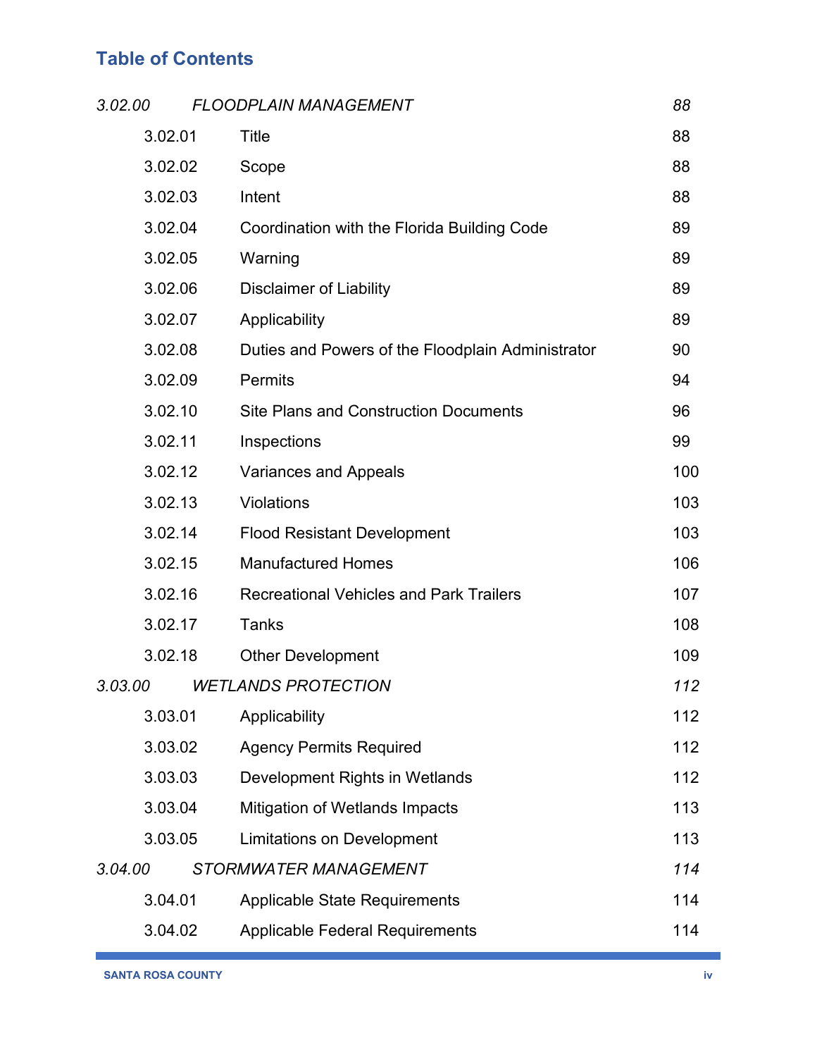## Table of Contents

| | | |
|---|---|---|
| *3.02.00* | *FLOODPLAIN MANAGEMENT* | *88* |
| 3.02.01 | Title | 88 |
| 3.02.02 | Scope | 88 |
| 3.02.03 | Intent | 88 |
| 3.02.04 | Coordination with the Florida Building Code | 89 |
| 3.02.05 | Warning | 89 |
| 3.02.06 | Disclaimer of Liability | 89 |
| 3.02.07 | Applicability | 89 |
| 3.02.08 | Duties and Powers of the Floodplain Administrator | 90 |
| 3.02.09 | Permits | 94 |
| 3.02.10 | Site Plans and Construction Documents | 96 |
| 3.02.11 | Inspections | 99 |
| 3.02.12 | Variances and Appeals | 100 |
| 3.02.13 | Violations | 103 |
| 3.02.14 | Flood Resistant Development | 103 |
| 3.02.15 | Manufactured Homes | 106 |
| 3.02.16 | Recreational Vehicles and Park Trailers | 107 |
| 3.02.17 | Tanks | 108 |
| 3.02.18 | Other Development | 109 |
| *3.03.00* | *WETLANDS PROTECTION* | *112* |
| 3.03.01 | Applicability | 112 |
| 3.03.02 | Agency Permits Required | 112 |
| 3.03.03 | Development Rights in Wetlands | 112 |
| 3.03.04 | Mitigation of Wetlands Impacts | 113 |
| 3.03.05 | Limitations on Development | 113 |
| *3.04.00* | *STORMWATER MANAGEMENT* | *114* |
| 3.04.01 | Applicable State Requirements | 114 |
| 3.04.02 | Applicable Federal Requirements | 114 |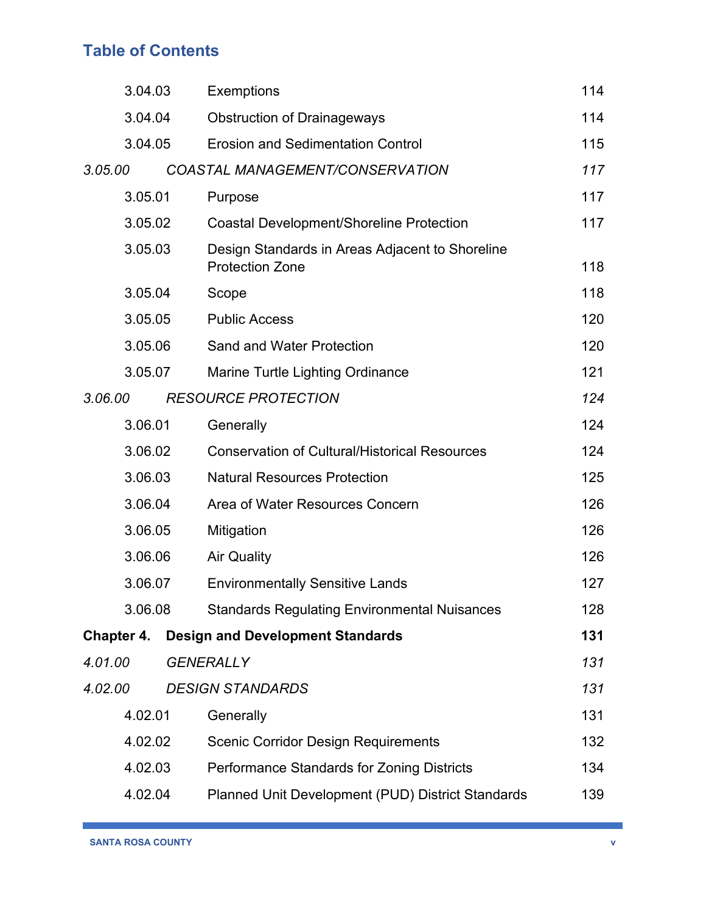# Table of Contents

| | | |
|---|---|---|
| 3.04.03 | Exemptions | 114 |
| 3.04.04 | Obstruction of Drainageways | 114 |
| 3.04.05 | Erosion and Sedimentation Control | 115 |
| *3.05.00* | *COASTAL MANAGEMENT/CONSERVATION* | *117* |
| 3.05.01 | Purpose | 117 |
| 3.05.02 | Coastal Development/Shoreline Protection | 117 |
| 3.05.03 | Design Standards in Areas Adjacent to Shoreline Protection Zone | 118 |
| 3.05.04 | Scope | 118 |
| 3.05.05 | Public Access | 120 |
| 3.05.06 | Sand and Water Protection | 120 |
| 3.05.07 | Marine Turtle Lighting Ordinance | 121 |
| *3.06.00* | *RESOURCE PROTECTION* | *124* |
| 3.06.01 | Generally | 124 |
| 3.06.02 | Conservation of Cultural/Historical Resources | 124 |
| 3.06.03 | Natural Resources Protection | 125 |
| 3.06.04 | Area of Water Resources Concern | 126 |
| 3.06.05 | Mitigation | 126 |
| 3.06.06 | Air Quality | 126 |
| 3.06.07 | Environmentally Sensitive Lands | 127 |
| 3.06.08 | Standards Regulating Environmental Nuisances | 128 |
| **Chapter 4.** | **Design and Development Standards** | **131** |
| *4.01.00* | *GENERALLY* | *131* |
| *4.02.00* | *DESIGN STANDARDS* | *131* |
| 4.02.01 | Generally | 131 |
| 4.02.02 | Scenic Corridor Design Requirements | 132 |
| 4.02.03 | Performance Standards for Zoning Districts | 134 |
| 4.02.04 | Planned Unit Development (PUD) District Standards | 139 |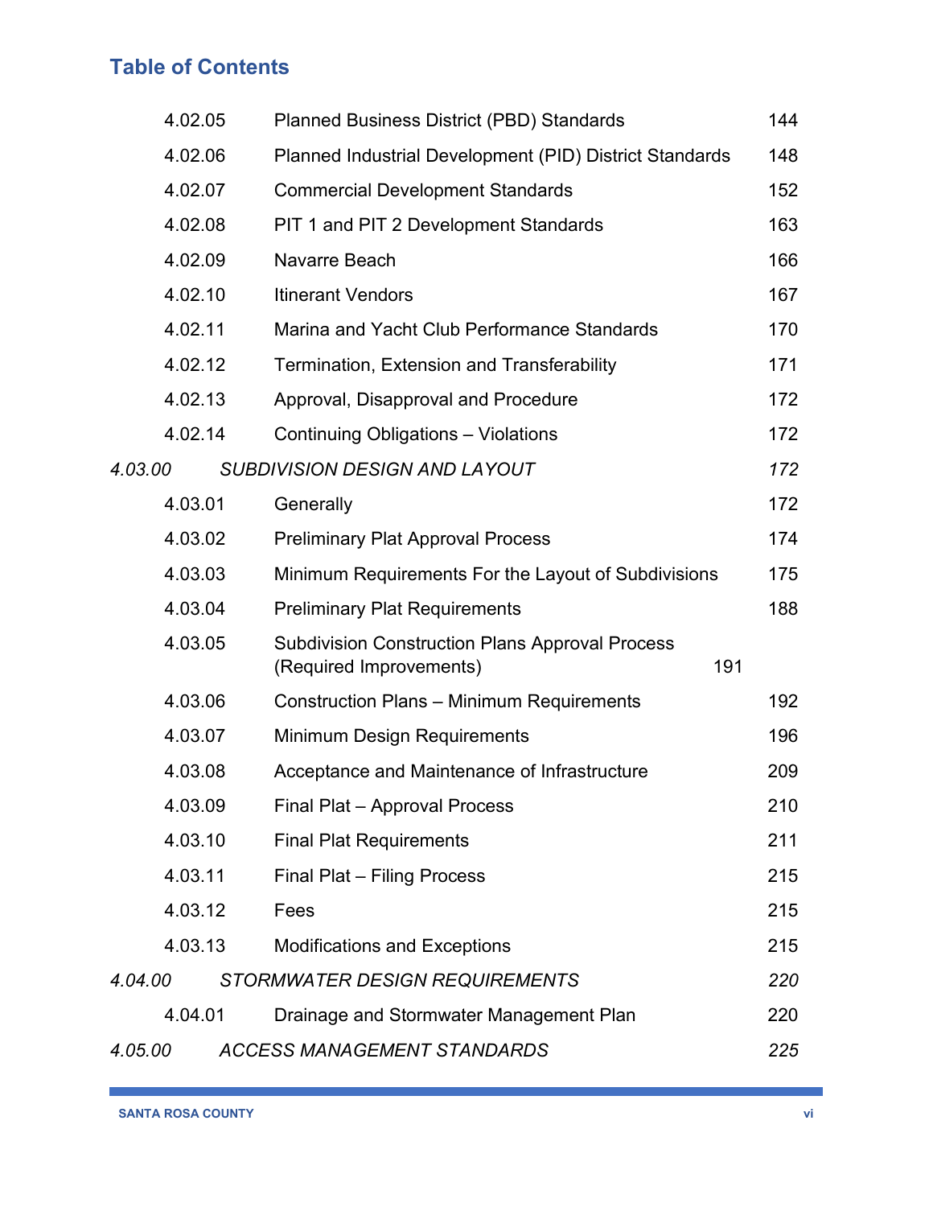## Table of Contents

| | | | |
|---|---|---|---|
| | 4.02.05 | Planned Business District (PBD) Standards | 144 |
| | 4.02.06 | Planned Industrial Development (PID) District Standards | 148 |
| | 4.02.07 | Commercial Development Standards | 152 |
| | 4.02.08 | PIT 1 and PIT 2 Development Standards | 163 |
| | 4.02.09 | Navarre Beach | 166 |
| | 4.02.10 | Itinerant Vendors | 167 |
| | 4.02.11 | Marina and Yacht Club Performance Standards | 170 |
| | 4.02.12 | Termination, Extension and Transferability | 171 |
| | 4.02.13 | Approval, Disapproval and Procedure | 172 |
| | 4.02.14 | Continuing Obligations – Violations | 172 |
| *4.03.00* | *SUBDIVISION DESIGN AND LAYOUT* | | *172* |
| | 4.03.01 | Generally | 172 |
| | 4.03.02 | Preliminary Plat Approval Process | 174 |
| | 4.03.03 | Minimum Requirements For the Layout of Subdivisions | 175 |
| | 4.03.04 | Preliminary Plat Requirements | 188 |
| | 4.03.05 | Subdivision Construction Plans Approval Process (Required Improvements) | 191 |
| | 4.03.06 | Construction Plans – Minimum Requirements | 192 |
| | 4.03.07 | Minimum Design Requirements | 196 |
| | 4.03.08 | Acceptance and Maintenance of Infrastructure | 209 |
| | 4.03.09 | Final Plat – Approval Process | 210 |
| | 4.03.10 | Final Plat Requirements | 211 |
| | 4.03.11 | Final Plat – Filing Process | 215 |
| | 4.03.12 | Fees | 215 |
| | 4.03.13 | Modifications and Exceptions | 215 |
| *4.04.00* | *STORMWATER DESIGN REQUIREMENTS* | | *220* |
| | 4.04.01 | Drainage and Stormwater Management Plan | 220 |
| *4.05.00* | *ACCESS MANAGEMENT STANDARDS* | | *225* |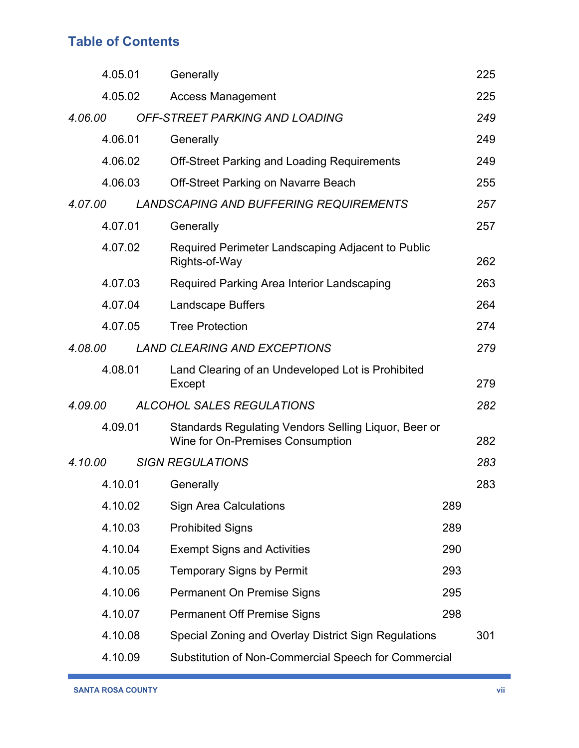## Table of Contents

| | | | |
|---|---|---|---|
| | 4.05.01 | Generally | 225 |
| | 4.05.02 | Access Management | 225 |
| *4.06.00* | | *OFF-STREET PARKING AND LOADING* | *249* |
| | 4.06.01 | Generally | 249 |
| | 4.06.02 | Off-Street Parking and Loading Requirements | 249 |
| | 4.06.03 | Off-Street Parking on Navarre Beach | 255 |
| *4.07.00* | | *LANDSCAPING AND BUFFERING REQUIREMENTS* | *257* |
| | 4.07.01 | Generally | 257 |
| | 4.07.02 | Required Perimeter Landscaping Adjacent to Public Rights-of-Way | 262 |
| | 4.07.03 | Required Parking Area Interior Landscaping | 263 |
| | 4.07.04 | Landscape Buffers | 264 |
| | 4.07.05 | Tree Protection | 274 |
| *4.08.00* | | *LAND CLEARING AND EXCEPTIONS* | *279* |
| | 4.08.01 | Land Clearing of an Undeveloped Lot is Prohibited Except | 279 |
| *4.09.00* | | *ALCOHOL SALES REGULATIONS* | *282* |
| | 4.09.01 | Standards Regulating Vendors Selling Liquor, Beer or Wine for On-Premises Consumption | 282 |
| *4.10.00* | | *SIGN REGULATIONS* | *283* |
| | 4.10.01 | Generally | 283 |
| | 4.10.02 | Sign Area Calculations | 289 |
| | 4.10.03 | Prohibited Signs | 289 |
| | 4.10.04 | Exempt Signs and Activities | 290 |
| | 4.10.05 | Temporary Signs by Permit | 293 |
| | 4.10.06 | Permanent On Premise Signs | 295 |
| | 4.10.07 | Permanent Off Premise Signs | 298 |
| | 4.10.08 | Special Zoning and Overlay District Sign Regulations | 301 |
| | 4.10.09 | Substitution of Non-Commercial Speech for Commercial | |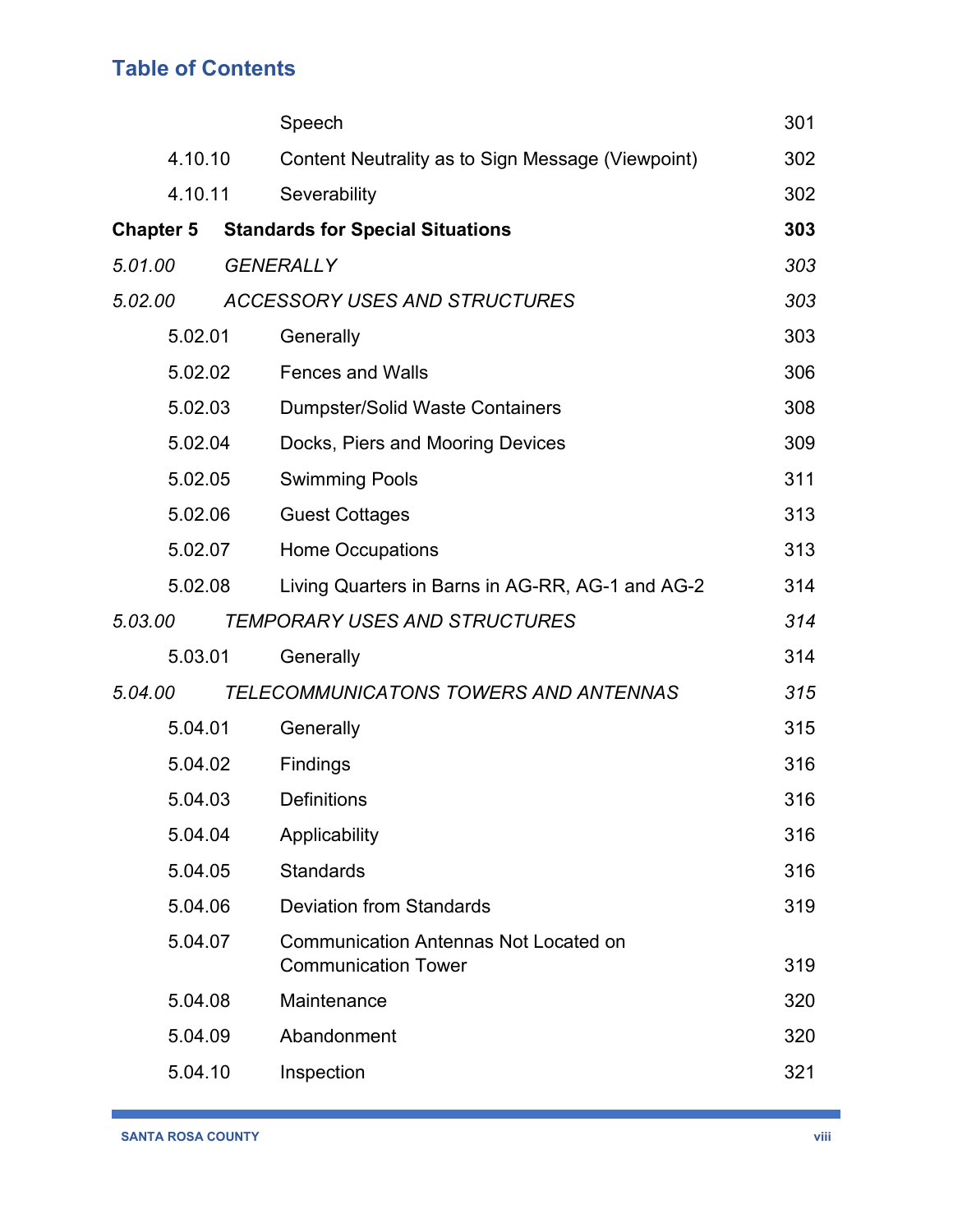## Table of Contents

| | | |
|---|---|---|
| | Speech | 301 |
| 4.10.10 | Content Neutrality as to Sign Message (Viewpoint) | 302 |
| 4.10.11 | Severability | 302 |
| **Chapter 5** | **Standards for Special Situations** | **303** |
| *5.01.00* | *GENERALLY* | *303* |
| *5.02.00* | *ACCESSORY USES AND STRUCTURES* | *303* |
| 5.02.01 | Generally | 303 |
| 5.02.02 | Fences and Walls | 306 |
| 5.02.03 | Dumpster/Solid Waste Containers | 308 |
| 5.02.04 | Docks, Piers and Mooring Devices | 309 |
| 5.02.05 | Swimming Pools | 311 |
| 5.02.06 | Guest Cottages | 313 |
| 5.02.07 | Home Occupations | 313 |
| 5.02.08 | Living Quarters in Barns in AG-RR, AG-1 and AG-2 | 314 |
| *5.03.00* | *TEMPORARY USES AND STRUCTURES* | *314* |
| 5.03.01 | Generally | 314 |
| *5.04.00* | *TELECOMMUNICATONS TOWERS AND ANTENNAS* | *315* |
| 5.04.01 | Generally | 315 |
| 5.04.02 | Findings | 316 |
| 5.04.03 | Definitions | 316 |
| 5.04.04 | Applicability | 316 |
| 5.04.05 | Standards | 316 |
| 5.04.06 | Deviation from Standards | 319 |
| 5.04.07 | Communication Antennas Not Located on Communication Tower | 319 |
| 5.04.08 | Maintenance | 320 |
| 5.04.09 | Abandonment | 320 |
| 5.04.10 | Inspection | 321 |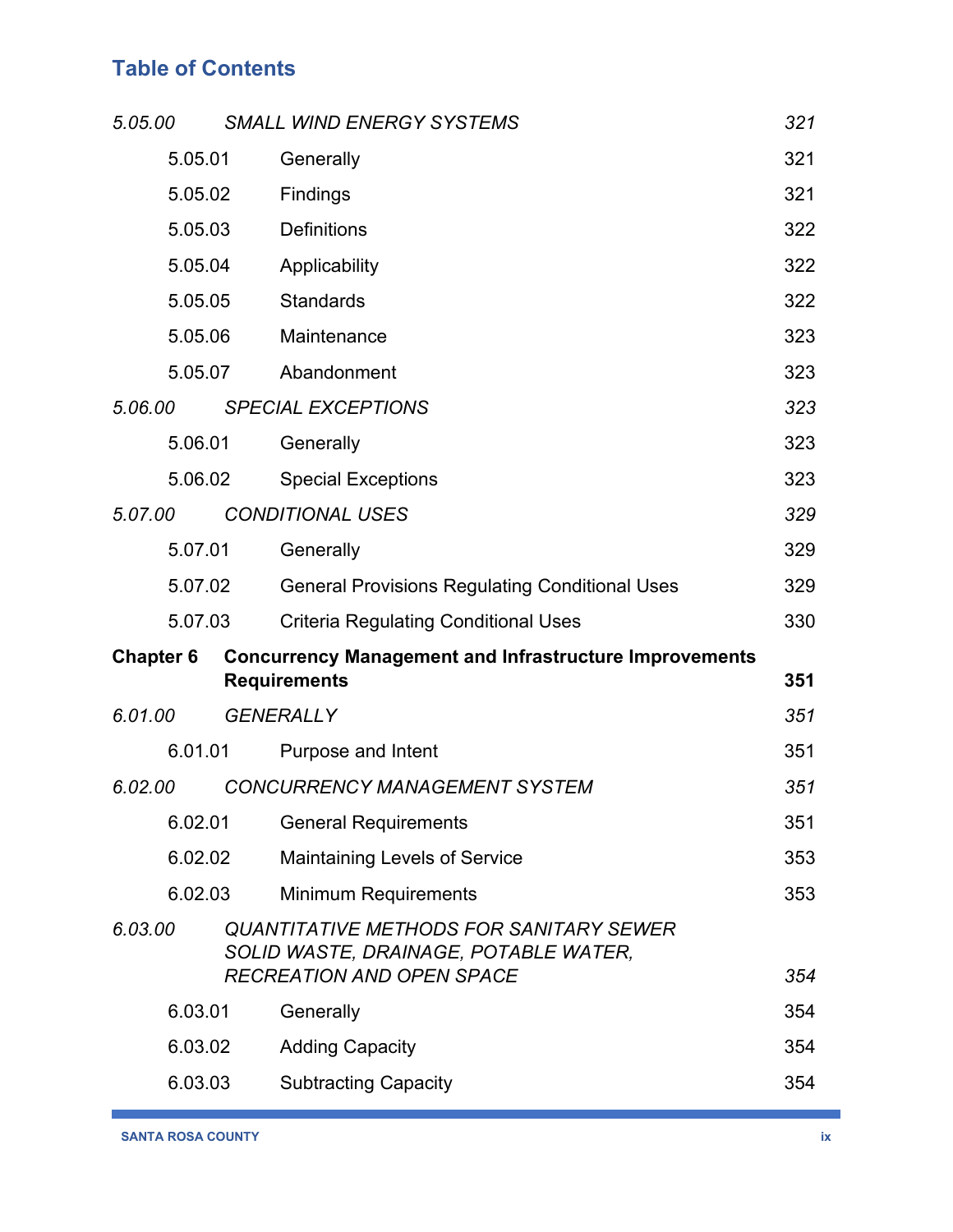## Table of Contents

| | | |
|---|---|---|
| *5.05.00* | *SMALL WIND ENERGY SYSTEMS* | *321* |
| 5.05.01 | Generally | 321 |
| 5.05.02 | Findings | 321 |
| 5.05.03 | Definitions | 322 |
| 5.05.04 | Applicability | 322 |
| 5.05.05 | Standards | 322 |
| 5.05.06 | Maintenance | 323 |
| 5.05.07 | Abandonment | 323 |
| *5.06.00* | *SPECIAL EXCEPTIONS* | *323* |
| 5.06.01 | Generally | 323 |
| 5.06.02 | Special Exceptions | 323 |
| *5.07.00* | *CONDITIONAL USES* | *329* |
| 5.07.01 | Generally | 329 |
| 5.07.02 | General Provisions Regulating Conditional Uses | 329 |
| 5.07.03 | Criteria Regulating Conditional Uses | 330 |
| **Chapter 6** | **Concurrency Management and Infrastructure Improvements Requirements** | **351** |
| *6.01.00* | *GENERALLY* | *351* |
| 6.01.01 | Purpose and Intent | 351 |
| *6.02.00* | *CONCURRENCY MANAGEMENT SYSTEM* | *351* |
| 6.02.01 | General Requirements | 351 |
| 6.02.02 | Maintaining Levels of Service | 353 |
| 6.02.03 | Minimum Requirements | 353 |
| *6.03.00* | *QUANTITATIVE METHODS FOR SANITARY SEWER SOLID WASTE, DRAINAGE, POTABLE WATER, RECREATION AND OPEN SPACE* | *354* |
| 6.03.01 | Generally | 354 |
| 6.03.02 | Adding Capacity | 354 |
| 6.03.03 | Subtracting Capacity | 354 |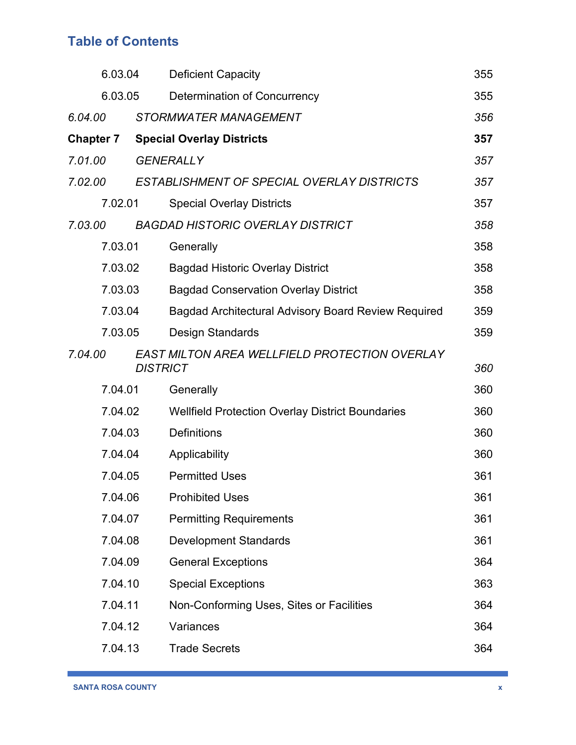## Table of Contents

| | | |
|---|---|---|
| 6.03.04 | Deficient Capacity | 355 |
| 6.03.05 | Determination of Concurrency | 355 |
| *6.04.00* | *STORMWATER MANAGEMENT* | *356* |
| **Chapter 7** | **Special Overlay Districts** | **357** |
| *7.01.00* | *GENERALLY* | *357* |
| *7.02.00* | *ESTABLISHMENT OF SPECIAL OVERLAY DISTRICTS* | *357* |
| 7.02.01 | Special Overlay Districts | 357 |
| *7.03.00* | *BAGDAD HISTORIC OVERLAY DISTRICT* | *358* |
| 7.03.01 | Generally | 358 |
| 7.03.02 | Bagdad Historic Overlay District | 358 |
| 7.03.03 | Bagdad Conservation Overlay District | 358 |
| 7.03.04 | Bagdad Architectural Advisory Board Review Required | 359 |
| 7.03.05 | Design Standards | 359 |
| *7.04.00* | *EAST MILTON AREA WELLFIELD PROTECTION OVERLAY DISTRICT* | *360* |
| 7.04.01 | Generally | 360 |
| 7.04.02 | Wellfield Protection Overlay District Boundaries | 360 |
| 7.04.03 | Definitions | 360 |
| 7.04.04 | Applicability | 360 |
| 7.04.05 | Permitted Uses | 361 |
| 7.04.06 | Prohibited Uses | 361 |
| 7.04.07 | Permitting Requirements | 361 |
| 7.04.08 | Development Standards | 361 |
| 7.04.09 | General Exceptions | 364 |
| 7.04.10 | Special Exceptions | 363 |
| 7.04.11 | Non-Conforming Uses, Sites or Facilities | 364 |
| 7.04.12 | Variances | 364 |
| 7.04.13 | Trade Secrets | 364 |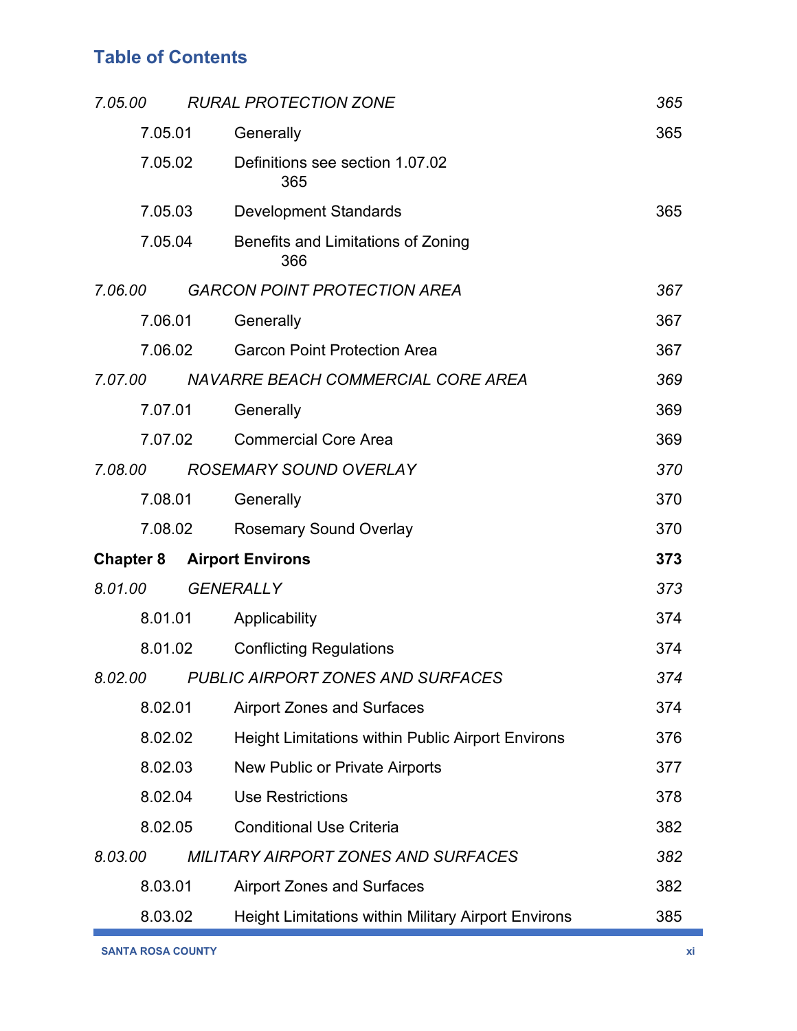## Table of Contents

| | | |
|---|---|---|
| *7.05.00* | *RURAL PROTECTION ZONE* | *365* |
| 7.05.01 | Generally | 365 |
| 7.05.02 | Definitions see section 1.07.02 | 365 |
| 7.05.03 | Development Standards | 365 |
| 7.05.04 | Benefits and Limitations of Zoning | 366 |
| *7.06.00* | *GARCON POINT PROTECTION AREA* | *367* |
| 7.06.01 | Generally | 367 |
| 7.06.02 | Garcon Point Protection Area | 367 |
| *7.07.00* | *NAVARRE BEACH COMMERCIAL CORE AREA* | *369* |
| 7.07.01 | Generally | 369 |
| 7.07.02 | Commercial Core Area | 369 |
| *7.08.00* | *ROSEMARY SOUND OVERLAY* | *370* |
| 7.08.01 | Generally | 370 |
| 7.08.02 | Rosemary Sound Overlay | 370 |
| **Chapter 8** | **Airport Environs** | **373** |
| *8.01.00* | *GENERALLY* | *373* |
| 8.01.01 | Applicability | 374 |
| 8.01.02 | Conflicting Regulations | 374 |
| *8.02.00* | *PUBLIC AIRPORT ZONES AND SURFACES* | *374* |
| 8.02.01 | Airport Zones and Surfaces | 374 |
| 8.02.02 | Height Limitations within Public Airport Environs | 376 |
| 8.02.03 | New Public or Private Airports | 377 |
| 8.02.04 | Use Restrictions | 378 |
| 8.02.05 | Conditional Use Criteria | 382 |
| *8.03.00* | *MILITARY AIRPORT ZONES AND SURFACES* | *382* |
| 8.03.01 | Airport Zones and Surfaces | 382 |
| 8.03.02 | Height Limitations within Military Airport Environs | 385 |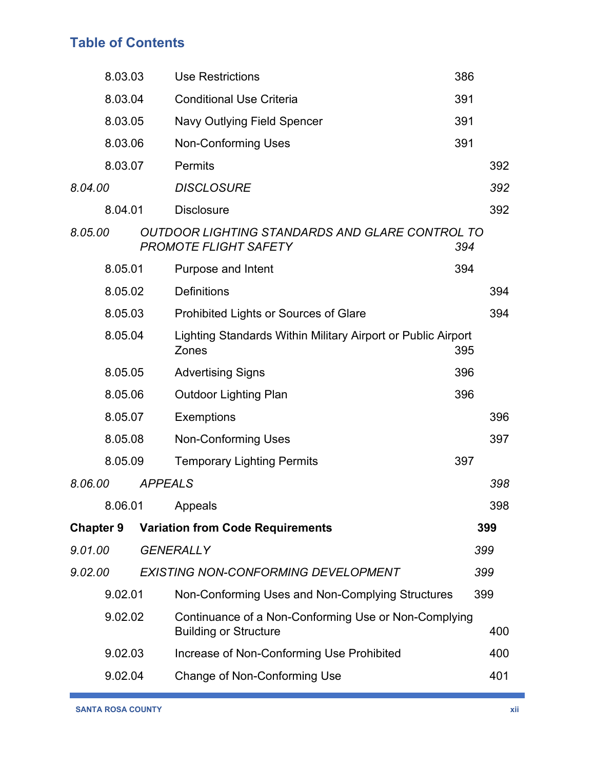## Table of Contents

| | | |
|---|---|---|
| 8.03.03 | Use Restrictions | 386 |
| 8.03.04 | Conditional Use Criteria | 391 |
| 8.03.05 | Navy Outlying Field Spencer | 391 |
| 8.03.06 | Non-Conforming Uses | 391 |
| 8.03.07 | Permits | 392 |
| *8.04.00* | *DISCLOSURE* | *392* |
| 8.04.01 | Disclosure | 392 |
| *8.05.00* | *OUTDOOR LIGHTING STANDARDS AND GLARE CONTROL TO PROMOTE FLIGHT SAFETY* | *394* |
| 8.05.01 | Purpose and Intent | 394 |
| 8.05.02 | Definitions | 394 |
| 8.05.03 | Prohibited Lights or Sources of Glare | 394 |
| 8.05.04 | Lighting Standards Within Military Airport or Public Airport Zones | 395 |
| 8.05.05 | Advertising Signs | 396 |
| 8.05.06 | Outdoor Lighting Plan | 396 |
| 8.05.07 | Exemptions | 396 |
| 8.05.08 | Non-Conforming Uses | 397 |
| 8.05.09 | Temporary Lighting Permits | 397 |
| *8.06.00* | *APPEALS* | *398* |
| 8.06.01 | Appeals | 398 |
| **Chapter 9** | **Variation from Code Requirements** | **399** |
| *9.01.00* | *GENERALLY* | *399* |
| *9.02.00* | *EXISTING NON-CONFORMING DEVELOPMENT* | *399* |
| 9.02.01 | Non-Conforming Uses and Non-Complying Structures | 399 |
| 9.02.02 | Continuance of a Non-Conforming Use or Non-Complying Building or Structure | 400 |
| 9.02.03 | Increase of Non-Conforming Use Prohibited | 400 |
| 9.02.04 | Change of Non-Conforming Use | 401 |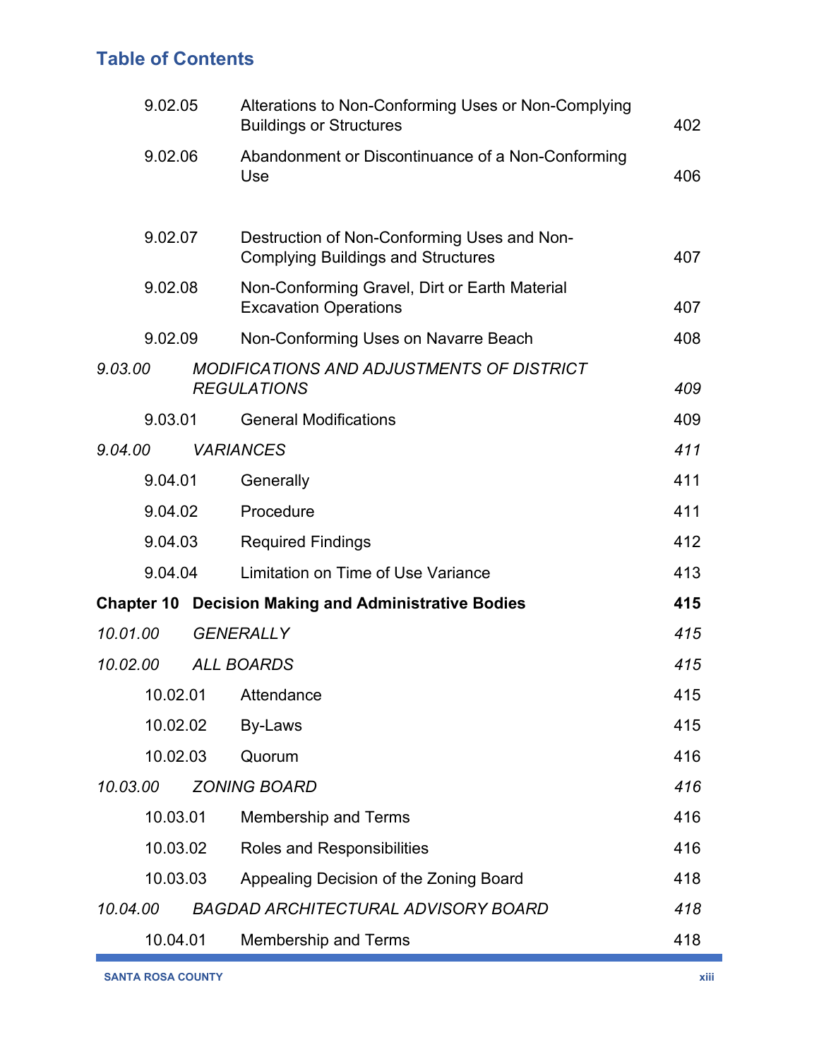## Table of Contents

| | | |
|---|---|---|
| 9.02.05 | Alterations to Non-Conforming Uses or Non-Complying Buildings or Structures | 402 |
| 9.02.06 | Abandonment or Discontinuance of a Non-Conforming Use | 406 |
| 9.02.07 | Destruction of Non-Conforming Uses and Non-Complying Buildings and Structures | 407 |
| 9.02.08 | Non-Conforming Gravel, Dirt or Earth Material Excavation Operations | 407 |
| 9.02.09 | Non-Conforming Uses on Navarre Beach | 408 |
| *9.03.00* | *MODIFICATIONS AND ADJUSTMENTS OF DISTRICT REGULATIONS* | *409* |
| 9.03.01 | General Modifications | 409 |
| *9.04.00* | *VARIANCES* | *411* |
| 9.04.01 | Generally | 411 |
| 9.04.02 | Procedure | 411 |
| 9.04.03 | Required Findings | 412 |
| 9.04.04 | Limitation on Time of Use Variance | 413 |
| **Chapter 10** | **Decision Making and Administrative Bodies** | **415** |
| *10.01.00* | *GENERALLY* | *415* |
| *10.02.00* | *ALL BOARDS* | *415* |
| 10.02.01 | Attendance | 415 |
| 10.02.02 | By-Laws | 415 |
| 10.02.03 | Quorum | 416 |
| *10.03.00* | *ZONING BOARD* | *416* |
| 10.03.01 | Membership and Terms | 416 |
| 10.03.02 | Roles and Responsibilities | 416 |
| 10.03.03 | Appealing Decision of the Zoning Board | 418 |
| *10.04.00* | *BAGDAD ARCHITECTURAL ADVISORY BOARD* | *418* |
| 10.04.01 | Membership and Terms | 418 |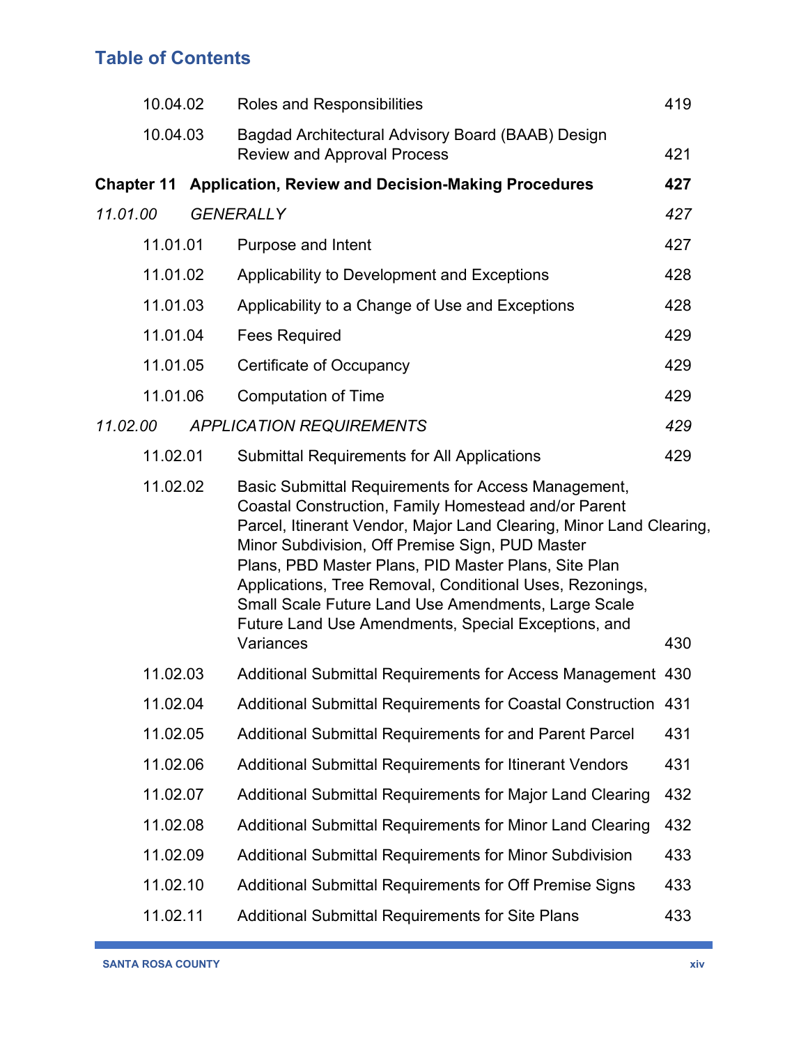## Table of Contents

| | | |
|---|---|---|
| 10.04.02 | Roles and Responsibilities | 419 |
| 10.04.03 | Bagdad Architectural Advisory Board (BAAB) Design Review and Approval Process | 421 |
| **Chapter 11** | **Application, Review and Decision-Making Procedures** | **427** |
| *11.01.00* | *GENERALLY* | *427* |
| 11.01.01 | Purpose and Intent | 427 |
| 11.01.02 | Applicability to Development and Exceptions | 428 |
| 11.01.03 | Applicability to a Change of Use and Exceptions | 428 |
| 11.01.04 | Fees Required | 429 |
| 11.01.05 | Certificate of Occupancy | 429 |
| 11.01.06 | Computation of Time | 429 |
| *11.02.00* | *APPLICATION REQUIREMENTS* | *429* |
| 11.02.01 | Submittal Requirements for All Applications | 429 |
| 11.02.02 | Basic Submittal Requirements for Access Management, Coastal Construction, Family Homestead and/or Parent Parcel, Itinerant Vendor, Major Land Clearing, Minor Land Clearing, Minor Subdivision, Off Premise Sign, PUD Master Plans, PBD Master Plans, PID Master Plans, Site Plan Applications, Tree Removal, Conditional Uses, Rezonings, Small Scale Future Land Use Amendments, Large Scale Future Land Use Amendments, Special Exceptions, and Variances | 430 |
| 11.02.03 | Additional Submittal Requirements for Access Management | 430 |
| 11.02.04 | Additional Submittal Requirements for Coastal Construction | 431 |
| 11.02.05 | Additional Submittal Requirements for and Parent Parcel | 431 |
| 11.02.06 | Additional Submittal Requirements for Itinerant Vendors | 431 |
| 11.02.07 | Additional Submittal Requirements for Major Land Clearing | 432 |
| 11.02.08 | Additional Submittal Requirements for Minor Land Clearing | 432 |
| 11.02.09 | Additional Submittal Requirements for Minor Subdivision | 433 |
| 11.02.10 | Additional Submittal Requirements for Off Premise Signs | 433 |
| 11.02.11 | Additional Submittal Requirements for Site Plans | 433 |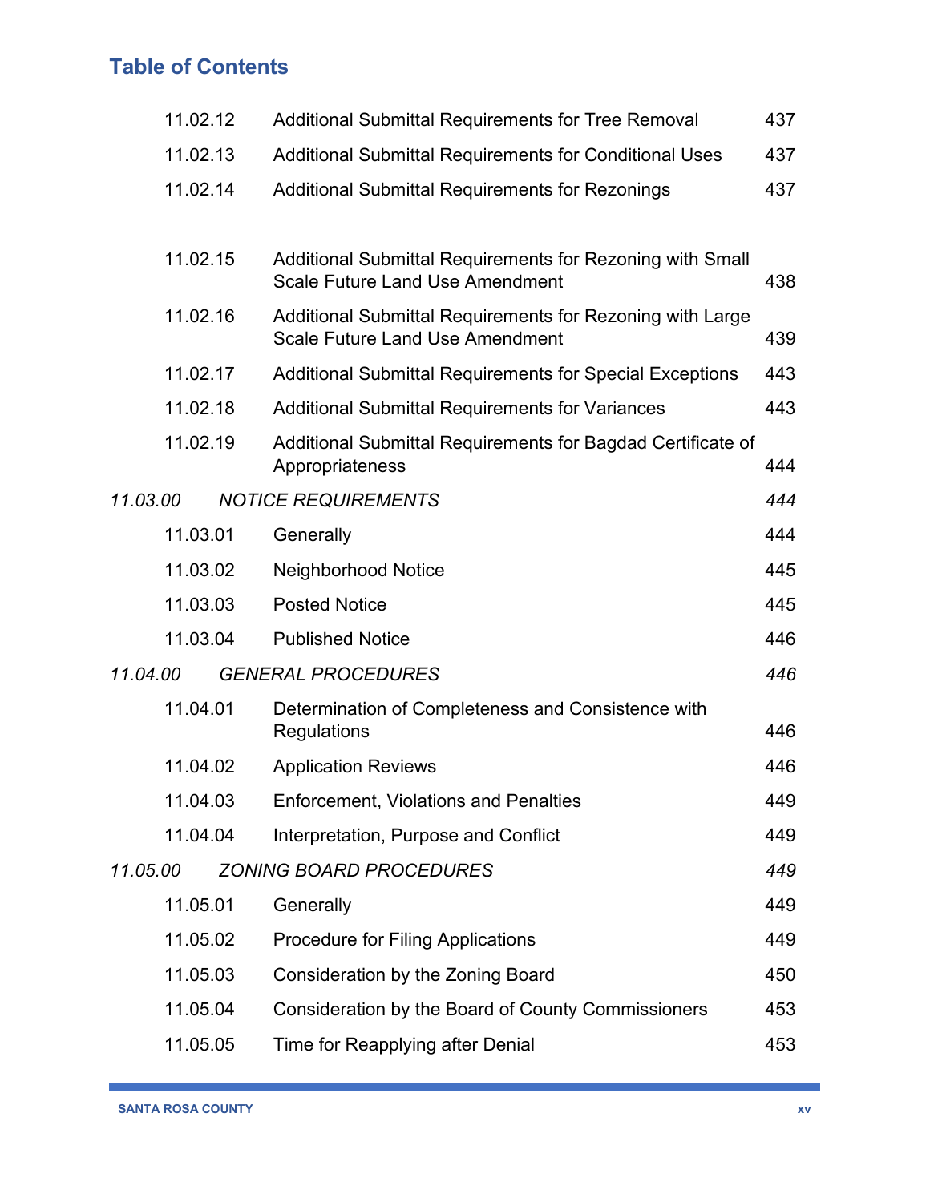## Table of Contents

| | | |
|---|---|---|
| 11.02.12 | Additional Submittal Requirements for Tree Removal | 437 |
| 11.02.13 | Additional Submittal Requirements for Conditional Uses | 437 |
| 11.02.14 | Additional Submittal Requirements for Rezonings | 437 |
| 11.02.15 | Additional Submittal Requirements for Rezoning with Small Scale Future Land Use Amendment | 438 |
| 11.02.16 | Additional Submittal Requirements for Rezoning with Large Scale Future Land Use Amendment | 439 |
| 11.02.17 | Additional Submittal Requirements for Special Exceptions | 443 |
| 11.02.18 | Additional Submittal Requirements for Variances | 443 |
| 11.02.19 | Additional Submittal Requirements for Bagdad Certificate of Appropriateness | 444 |
| *11.03.00* | *NOTICE REQUIREMENTS* | *444* |
| 11.03.01 | Generally | 444 |
| 11.03.02 | Neighborhood Notice | 445 |
| 11.03.03 | Posted Notice | 445 |
| 11.03.04 | Published Notice | 446 |
| *11.04.00* | *GENERAL PROCEDURES* | *446* |
| 11.04.01 | Determination of Completeness and Consistence with Regulations | 446 |
| 11.04.02 | Application Reviews | 446 |
| 11.04.03 | Enforcement, Violations and Penalties | 449 |
| 11.04.04 | Interpretation, Purpose and Conflict | 449 |
| *11.05.00* | *ZONING BOARD PROCEDURES* | *449* |
| 11.05.01 | Generally | 449 |
| 11.05.02 | Procedure for Filing Applications | 449 |
| 11.05.03 | Consideration by the Zoning Board | 450 |
| 11.05.04 | Consideration by the Board of County Commissioners | 453 |
| 11.05.05 | Time for Reapplying after Denial | 453 |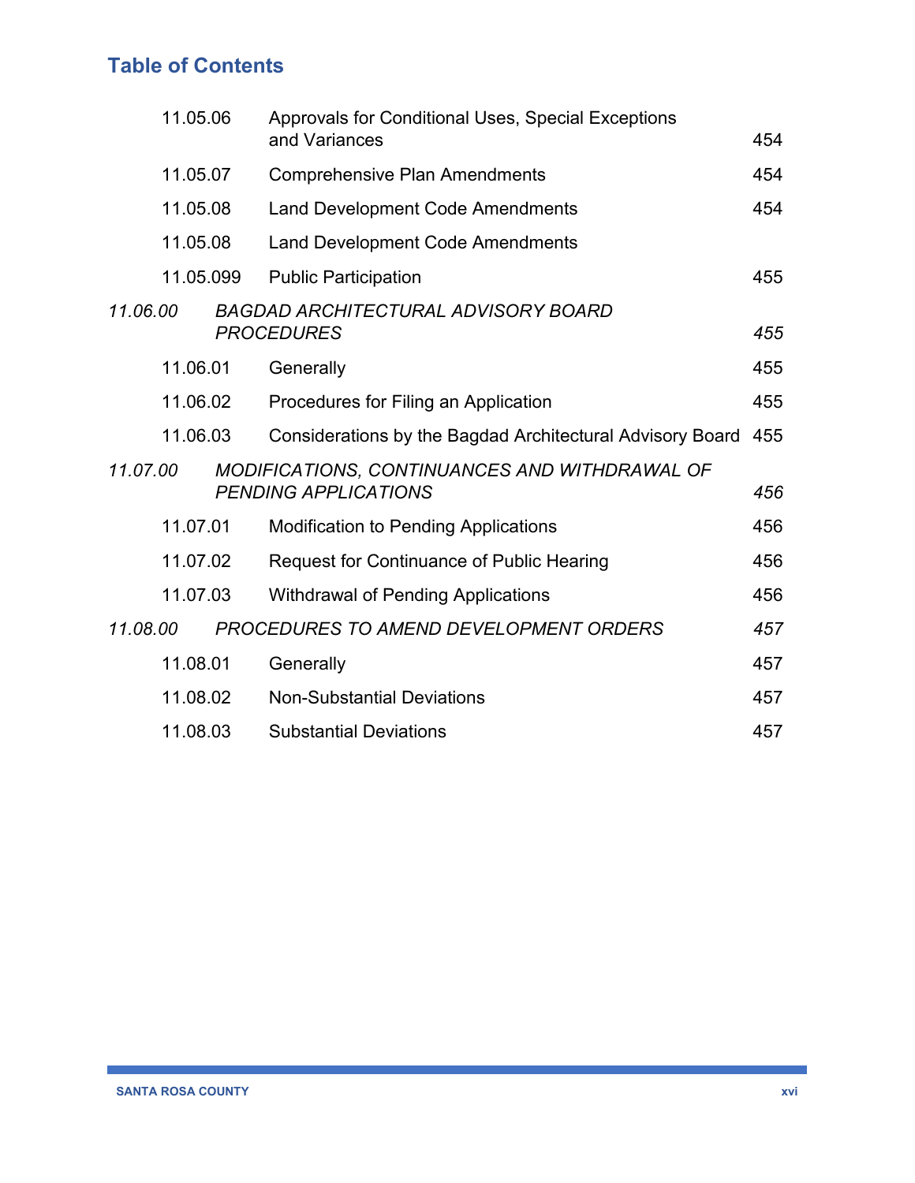## Table of Contents

| | | |
|---|---|---|
| 11.05.06 | Approvals for Conditional Uses, Special Exceptions and Variances | 454 |
| 11.05.07 | Comprehensive Plan Amendments | 454 |
| 11.05.08 | Land Development Code Amendments | 454 |
| 11.05.08 | Land Development Code Amendments | |
| 11.05.099 | Public Participation | 455 |
| *11.06.00* | *BAGDAD ARCHITECTURAL ADVISORY BOARD PROCEDURES* | *455* |
| 11.06.01 | Generally | 455 |
| 11.06.02 | Procedures for Filing an Application | 455 |
| 11.06.03 | Considerations by the Bagdad Architectural Advisory Board | 455 |
| *11.07.00* | *MODIFICATIONS, CONTINUANCES AND WITHDRAWAL OF PENDING APPLICATIONS* | *456* |
| 11.07.01 | Modification to Pending Applications | 456 |
| 11.07.02 | Request for Continuance of Public Hearing | 456 |
| 11.07.03 | Withdrawal of Pending Applications | 456 |
| *11.08.00* | *PROCEDURES TO AMEND DEVELOPMENT ORDERS* | *457* |
| 11.08.01 | Generally | 457 |
| 11.08.02 | Non-Substantial Deviations | 457 |
| 11.08.03 | Substantial Deviations | 457 |